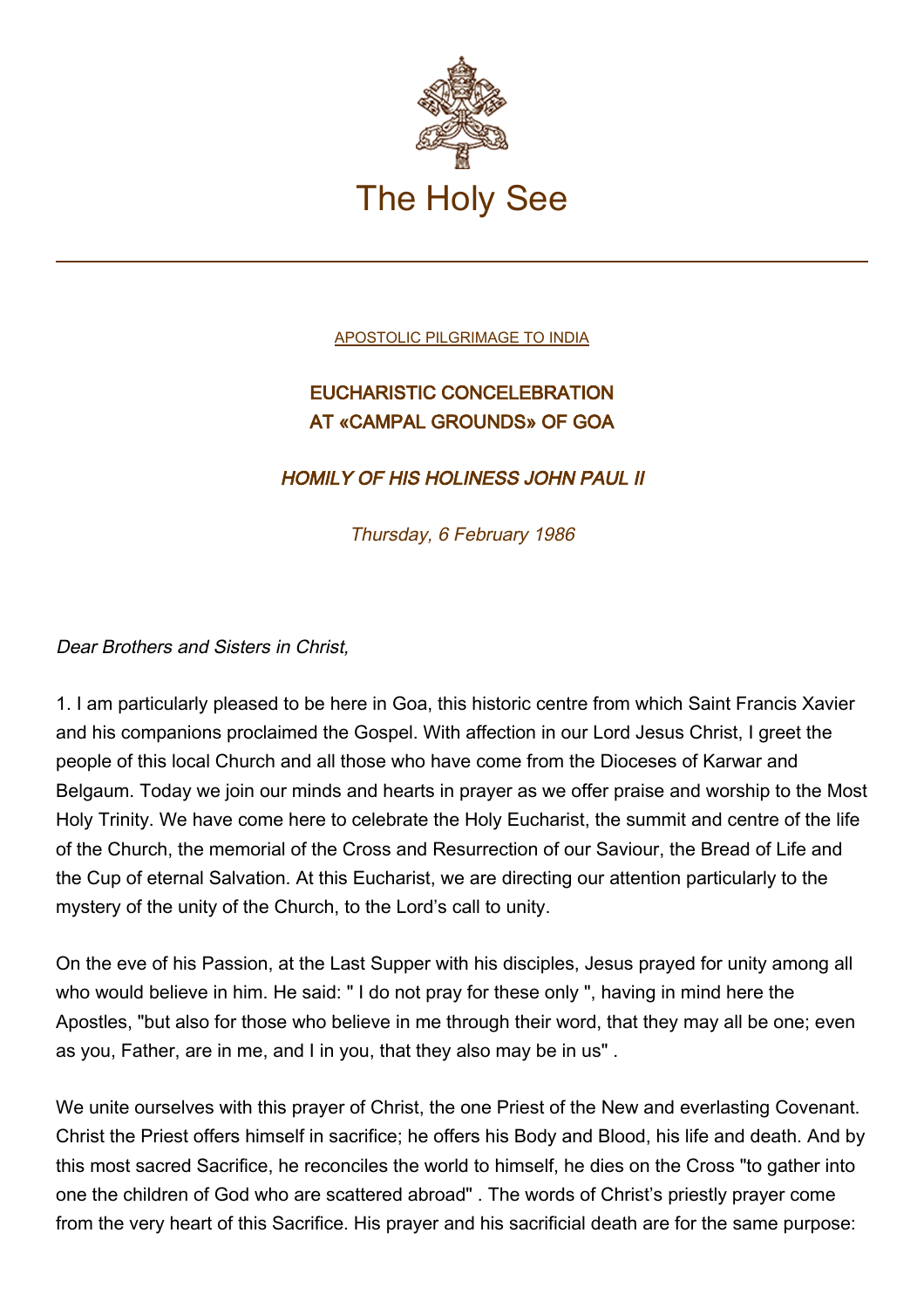# The Holy See

APOSTOLIC PILGRIMAGE TO INDIA

## EUCHARISTIC CONCELEBRATION AT «CAMPAL GROUNDS» OF GOA

### *HOMILY OF HIS HOLINESS JOHN PAUL II*

*Thursday, 6 February 1986*

*Dear Brothers and Sisters in Christ,*

1. I am particularly pleased to be here in Goa, this historic centre from which Saint Francis Xavier and his companions proclaimed the Gospel. With affection in our Lord Jesus Christ, I greet the people of this local Church and all those who have come from the Dioceses of Karwar and Belgaum. Today we join our minds and hearts in prayer as we offer praise and worship to the Most Holy Trinity. We have come here to celebrate the Holy Eucharist, the summit and centre of the life of the Church, the memorial of the Cross and Resurrection of our Saviour, the Bread of Life and the Cup of eternal Salvation. At this Eucharist, we are directing our attention particularly to the mystery of the unity of the Church, to the Lord's call to unity.

On the eve of his Passion, at the Last Supper with his disciples, Jesus prayed for unity among all who would believe in him. He said: " I do not pray for these only ", having in mind here the Apostles, "but also for those who believe in me through their word, that they may all be one; even as you, Father, are in me, and I in you, that they also may be in us" .

We unite ourselves with this prayer of Christ, the one Priest of the New and everlasting Covenant. Christ the Priest offers himself in sacrifice; he offers his Body and Blood, his life and death. And by this most sacred Sacrifice, he reconciles the world to himself, he dies on the Cross "to gather into one the children of God who are scattered abroad" . The words of Christ's priestly prayer come from the very heart of this Sacrifice. His prayer and his sacrificial death are for the same purpose: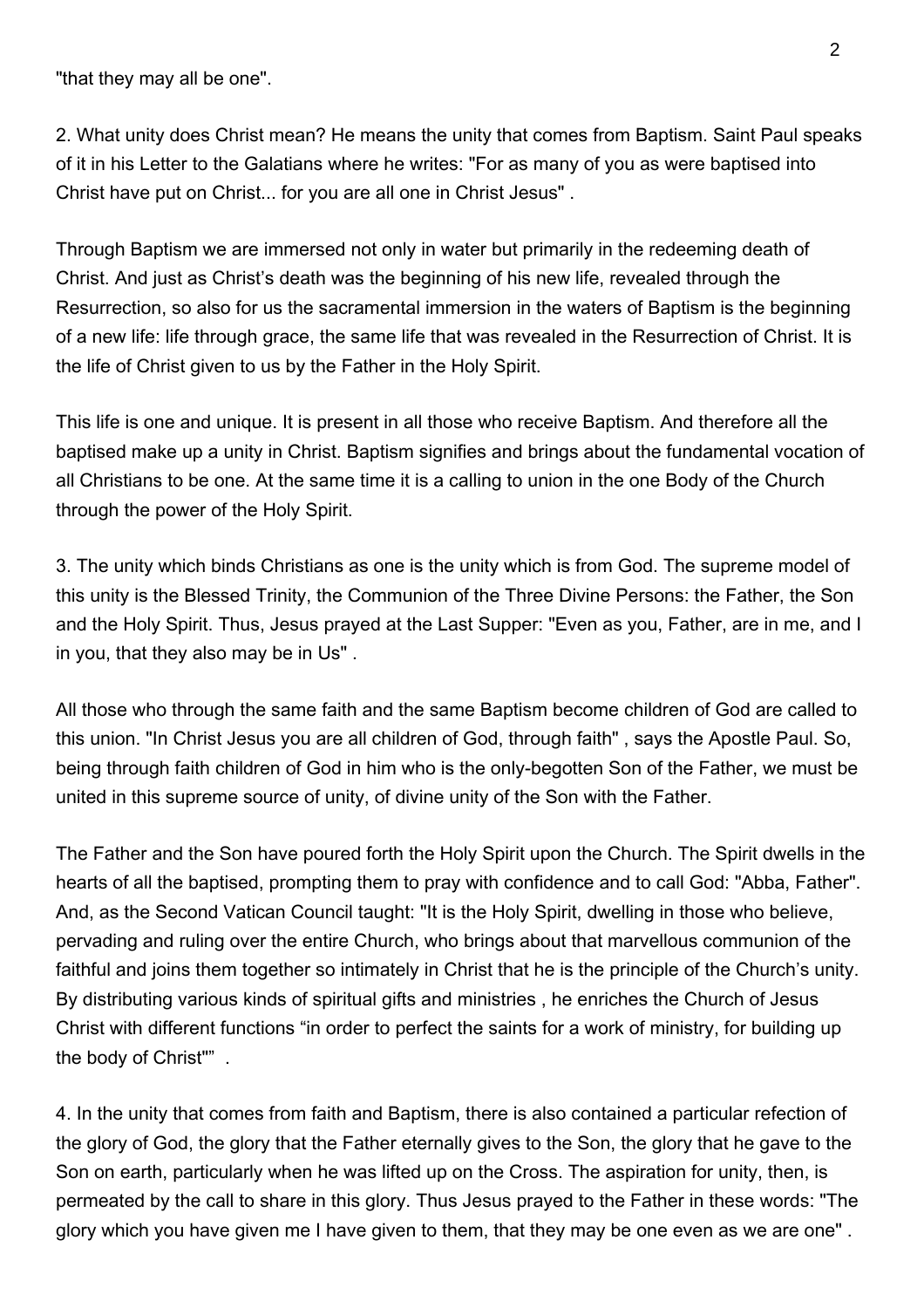"that they may all be one".

2. What unity does Christ mean? He means the unity that comes from Baptism. Saint Paul speaks of it in his Letter to the Galatians where he writes: "For as many of you as were baptised into Christ have put on Christ... for you are all one in Christ Jesus" .

Through Baptism we are immersed not only in water but primarily in the redeeming death of Christ. And just as Christ's death was the beginning of his new life, revealed through the Resurrection, so also for us the sacramental immersion in the waters of Baptism is the beginning of a new life: life through grace, the same life that was revealed in the Resurrection of Christ. It is the life of Christ given to us by the Father in the Holy Spirit.

This life is one and unique. It is present in all those who receive Baptism. And therefore all the baptised make up a unity in Christ. Baptism signifies and brings about the fundamental vocation of all Christians to be one. At the same time it is a calling to union in the one Body of the Church through the power of the Holy Spirit.

3. The unity which binds Christians as one is the unity which is from God. The supreme model of this unity is the Blessed Trinity, the Communion of the Three Divine Persons: the Father, the Son and the Holy Spirit. Thus, Jesus prayed at the Last Supper: "Even as you, Father, are in me, and I in you, that they also may be in Us" .

All those who through the same faith and the same Baptism become children of God are called to this union. "In Christ Jesus you are all children of God, through faith" , says the Apostle Paul. So, being through faith children of God in him who is the only-begotten Son of the Father, we must be united in this supreme source of unity, of divine unity of the Son with the Father.

The Father and the Son have poured forth the Holy Spirit upon the Church. The Spirit dwells in the hearts of all the baptised, prompting them to pray with confidence and to call God: "Abba, Father". And, as the Second Vatican Council taught: "It is the Holy Spirit, dwelling in those who believe, pervading and ruling over the entire Church, who brings about that marvellous communion of the faithful and joins them together so intimately in Christ that he is the principle of the Church's unity. By distributing various kinds of spiritual gifts and ministries , he enriches the Church of Jesus Christ with different functions "in order to perfect the saints for a work of ministry, for building up the body of Christ"" .

4. In the unity that comes from faith and Baptism, there is also contained a particular refection of the glory of God, the glory that the Father eternally gives to the Son, the glory that he gave to the Son on earth, particularly when he was lifted up on the Cross. The aspiration for unity, then, is permeated by the call to share in this glory. Thus Jesus prayed to the Father in these words: "The glory which you have given me I have given to them, that they may be one even as we are one" .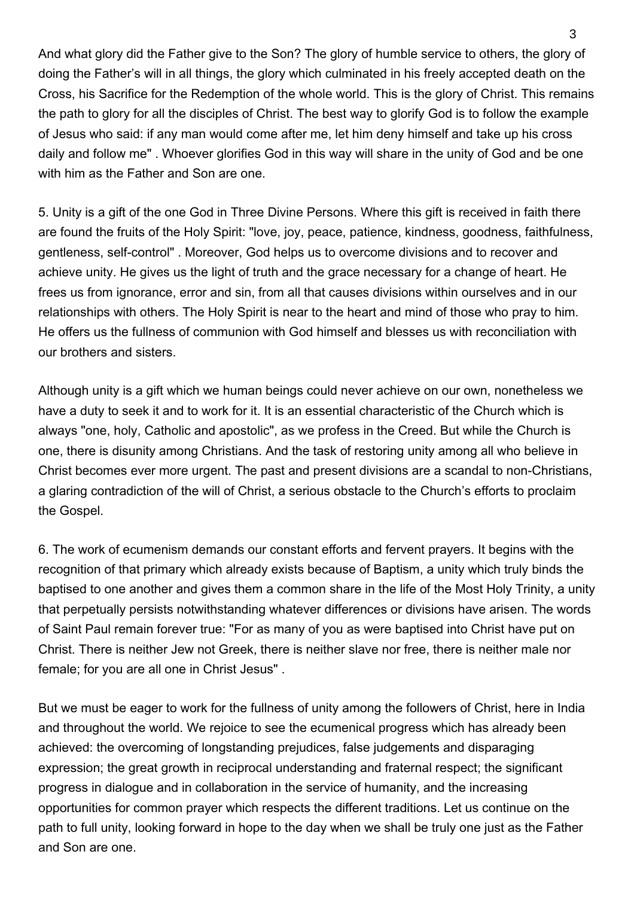And what glory did the Father give to the Son? The glory of humble service to others, the glory of doing the Father’s will in all things, the glory which culminated in his freely accepted death on the Cross, his Sacrifice for the Redemption of the whole world. This is the glory of Christ. This remains the path to glory for all the disciples of Christ. The best way to glorify God is to follow the example of Jesus who said: if any man would come after me, let him deny himself and take up his cross daily and follow me" . Whoever glorifies God in this way will share in the unity of God and be one with him as the Father and Son are one.

5. Unity is a gift of the one God in Three Divine Persons. Where this gift is received in faith there are found the fruits of the Holy Spirit: "love, joy, peace, patience, kindness, goodness, faithfulness, gentleness, self-control" . Moreover, God helps us to overcome divisions and to recover and achieve unity. He gives us the light of truth and the grace necessary for a change of heart. He frees us from ignorance, error and sin, from all that causes divisions within ourselves and in our relationships with others. The Holy Spirit is near to the heart and mind of those who pray to him. He offers us the fullness of communion with God himself and blesses us with reconciliation with our brothers and sisters.

Although unity is a gift which we human beings could never achieve on our own, nonetheless we have a duty to seek it and to work for it. It is an essential characteristic of the Church which is always "one, holy, Catholic and apostolic", as we profess in the Creed. But while the Church is one, there is disunity among Christians. And the task of restoring unity among all who believe in Christ becomes ever more urgent. The past and present divisions are a scandal to non-Christians, a glaring contradiction of the will of Christ, a serious obstacle to the Church’s efforts to proclaim the Gospel.

6. The work of ecumenism demands our constant efforts and fervent prayers. It begins with the recognition of that primary which already exists because of Baptism, a unity which truly binds the baptised to one another and gives them a common share in the life of the Most Holy Trinity, a unity that perpetually persists notwithstanding whatever differences or divisions have arisen. The words of Saint Paul remain forever true: "For as many of you as were baptised into Christ have put on Christ. There is neither Jew not Greek, there is neither slave nor free, there is neither male nor female; for you are all one in Christ Jesus" .

But we must be eager to work for the fullness of unity among the followers of Christ, here in India and throughout the world. We rejoice to see the ecumenical progress which has already been achieved: the overcoming of longstanding prejudices, false judgements and disparaging expression; the great growth in reciprocal understanding and fraternal respect; the significant progress in dialogue and in collaboration in the service of humanity, and the increasing opportunities for common prayer which respects the different traditions. Let us continue on the path to full unity, looking forward in hope to the day when we shall be truly one just as the Father and Son are one.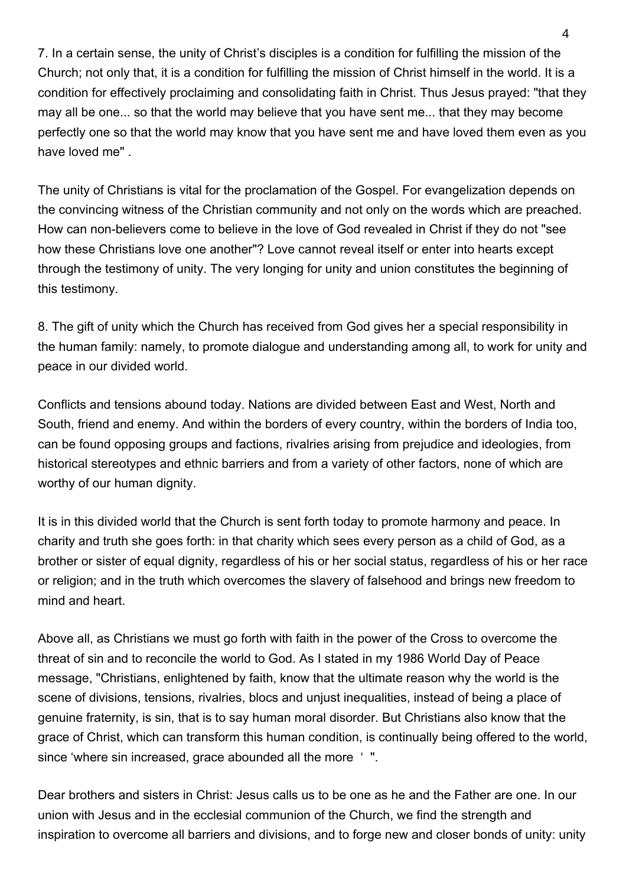7. In a certain sense, the unity of Christ's disciples is a condition for fulfilling the mission of the Church; not only that, it is a condition for fulfilling the mission of Christ himself in the world. It is a condition for effectively proclaiming and consolidating faith in Christ. Thus Jesus prayed: "that they may all be one... so that the world may believe that you have sent me... that they may become perfectly one so that the world may know that you have sent me and have loved them even as you have loved me" .

The unity of Christians is vital for the proclamation of the Gospel. For evangelization depends on the convincing witness of the Christian community and not only on the words which are preached. How can non-believers come to believe in the love of God revealed in Christ if they do not "see how these Christians love one another"? Love cannot reveal itself or enter into hearts except through the testimony of unity. The very longing for unity and union constitutes the beginning of this testimony.

8. The gift of unity which the Church has received from God gives her a special responsibility in the human family: namely, to promote dialogue and understanding among all, to work for unity and peace in our divided world.

Conflicts and tensions abound today. Nations are divided between East and West, North and South, friend and enemy. And within the borders of every country, within the borders of India too, can be found opposing groups and factions, rivalries arising from prejudice and ideologies, from historical stereotypes and ethnic barriers and from a variety of other factors, none of which are worthy of our human dignity.

It is in this divided world that the Church is sent forth today to promote harmony and peace. In charity and truth she goes forth: in that charity which sees every person as a child of God, as a brother or sister of equal dignity, regardless of his or her social status, regardless of his or her race or religion; and in the truth which overcomes the slavery of falsehood and brings new freedom to mind and heart.

Above all, as Christians we must go forth with faith in the power of the Cross to overcome the threat of sin and to reconcile the world to God. As I stated in my 1986 World Day of Peace message, "Christians, enlightened by faith, know that the ultimate reason why the world is the scene of divisions, tensions, rivalries, blocs and unjust inequalities, instead of being a place of genuine fraternity, is sin, that is to say human moral disorder. But Christians also know that the grace of Christ, which can transform this human condition, is continually being offered to the world, since 'where sin increased, grace abounded all the more ' ".

Dear brothers and sisters in Christ: Jesus calls us to be one as he and the Father are one. In our union with Jesus and in the ecclesial communion of the Church, we find the strength and inspiration to overcome all barriers and divisions, and to forge new and closer bonds of unity: unity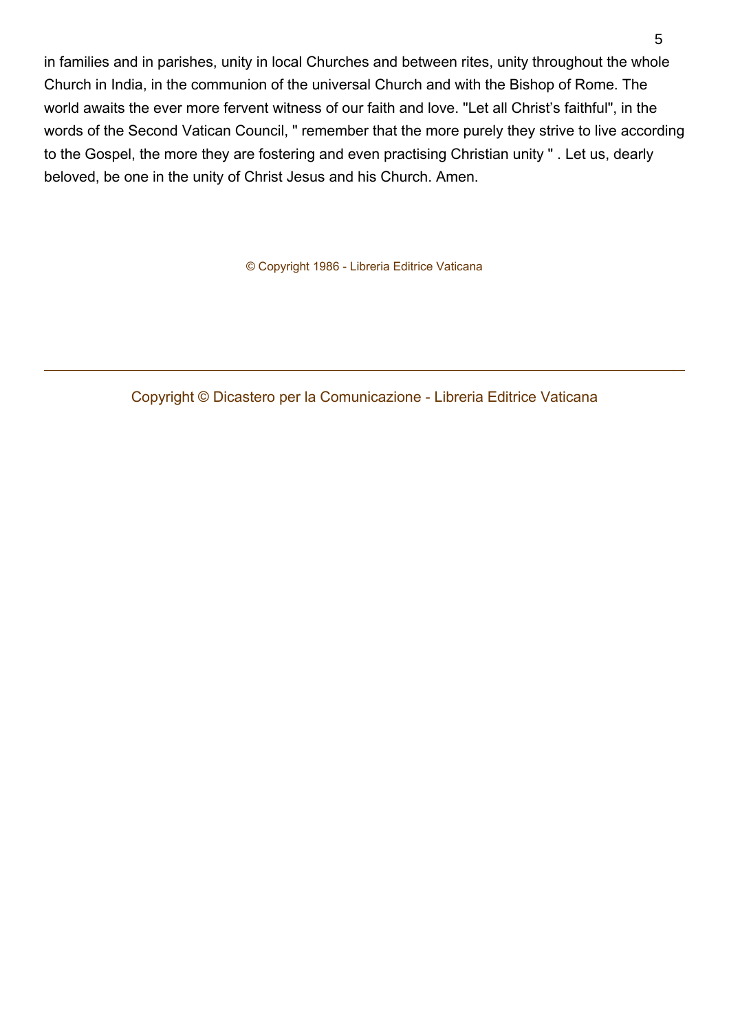in families and in parishes, unity in local Churches and between rites, unity throughout the whole Church in India, in the communion of the universal Church and with the Bishop of Rome. The world awaits the ever more fervent witness of our faith and love. "Let all Christ’s faithful", in the words of the Second Vatican Council, " remember that the more purely they strive to live according to the Gospel, the more they are fostering and even practising Christian unity " . Let us, dearly beloved, be one in the unity of Christ Jesus and his Church. Amen.

© Copyright 1986 - Libreria Editrice Vaticana

---

Copyright © Dicastero per la Comunicazione - Libreria Editrice Vaticana